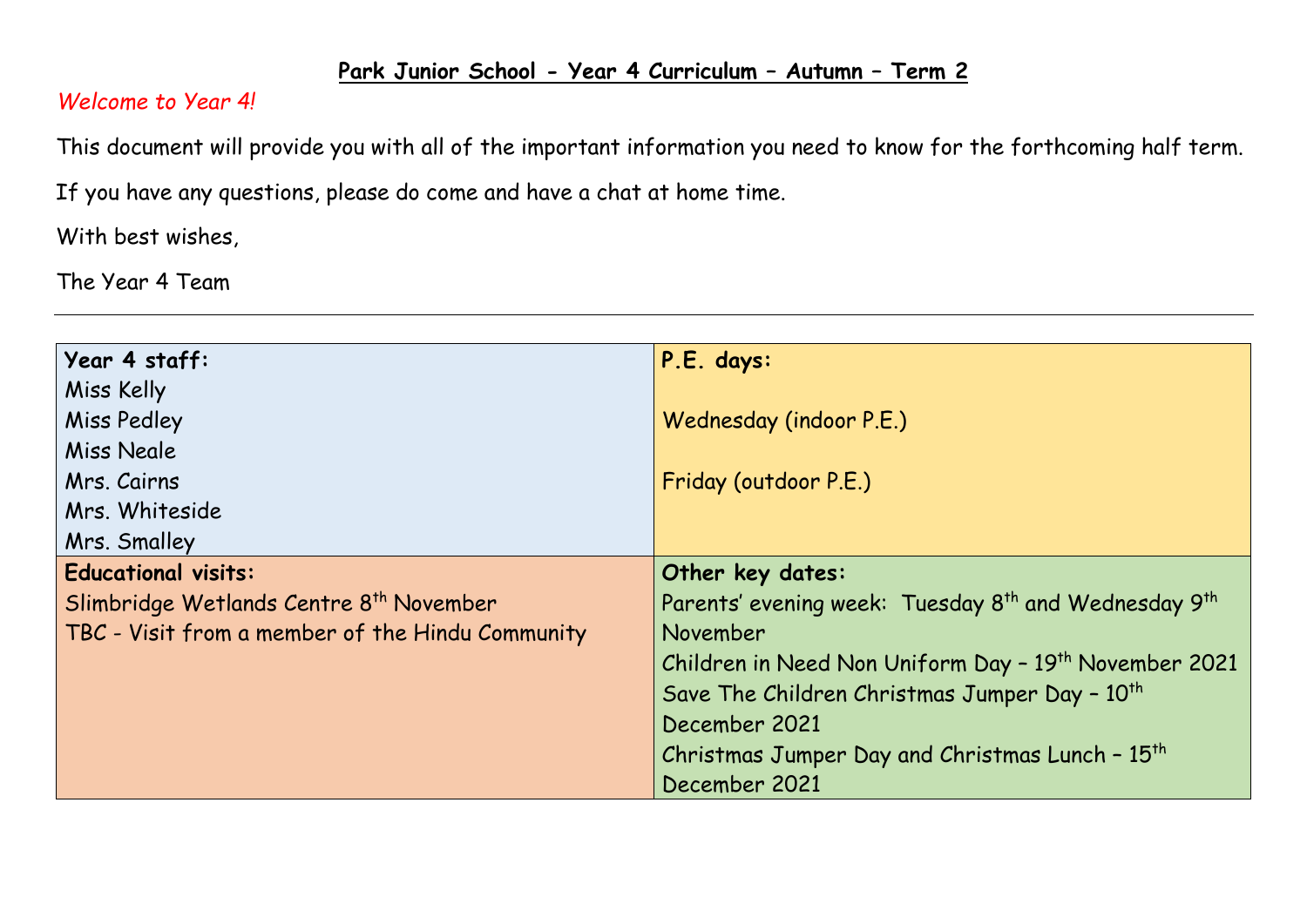# Park Junior School - Year 4 Curriculum – Autumn – Term 2

*Welcome to Year 4!*

This document will provide you with all of the important information you need to know for the forthcoming half term.

If you have any questions, please do come and have a chat at home time.

With best wishes,

The Year 4 Team

---

| **Year 4 staff:**<br>Miss Kelly<br>Miss Pedley<br>Miss Neale<br>Mrs. Cairns<br>Mrs. Whiteside<br>Mrs. Smalley | **P.E. days:**<br><br>Wednesday (indoor P.E.)<br><br>Friday (outdoor P.E.) |
|---|---|
| **Educational visits:**<br>Slimbridge Wetlands Centre 8th November<br>TBC - Visit from a member of the Hindu Community | **Other key dates:**<br>Parents' evening week: Tuesday 8th and Wednesday 9th November<br>Children in Need Non Uniform Day – 19th November 2021<br>Save The Children Christmas Jumper Day – 10th December 2021<br>Christmas Jumper Day and Christmas Lunch – 15th December 2021 |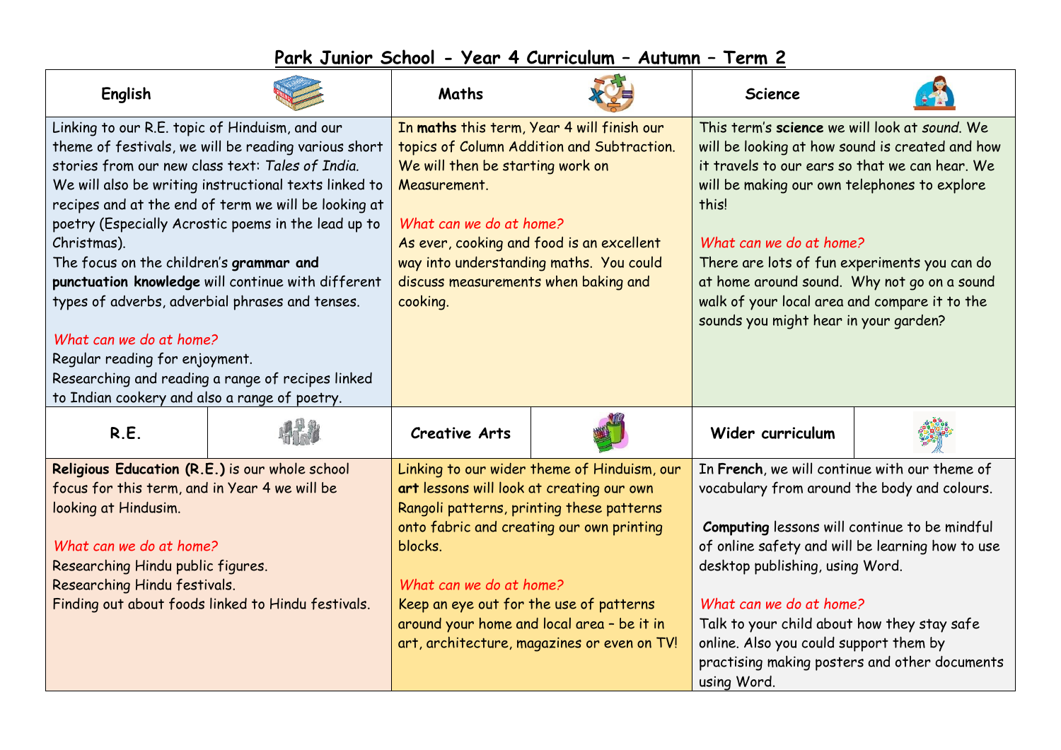# Park Junior School - Year 4 Curriculum – Autumn – Term 2

## English

Linking to our R.E. topic of Hinduism, and our theme of festivals, we will be reading various short stories from our new class text: *Tales of India*. We will also be writing instructional texts linked to recipes and at the end of term we will be looking at poetry (Especially Acrostic poems in the lead up to Christmas).

The focus on the children's **grammar and punctuation knowledge** will continue with different types of adverbs, adverbial phrases and tenses.

*What can we do at home?*

Regular reading for enjoyment.

Researching and reading a range of recipes linked to Indian cookery and also a range of poetry.

## Maths

In **maths** this term, Year 4 will finish our topics of Column Addition and Subtraction. We will then be starting work on Measurement.

*What can we do at home?*

As ever, cooking and food is an excellent way into understanding maths. You could discuss measurements when baking and cooking.

## Science

This term's **science** we will look at *sound*. We will be looking at how sound is created and how it travels to our ears so that we can hear. We will be making our own telephones to explore this!

*What can we do at home?*

There are lots of fun experiments you can do at home around sound. Why not go on a sound walk of your local area and compare it to the sounds you might hear in your garden?

## R.E.

**Religious Education (R.E.)** is our whole school focus for this term, and in Year 4 we will be looking at Hindusim.

*What can we do at home?*

Researching Hindu public figures.

Researching Hindu festivals.

Finding out about foods linked to Hindu festivals.

## Creative Arts

Linking to our wider theme of Hinduism, our **art** lessons will look at creating our own Rangoli patterns, printing these patterns onto fabric and creating our own printing blocks.

*What can we do at home?*

Keep an eye out for the use of patterns around your home and local area – be it in art, architecture, magazines or even on TV!

## Wider curriculum

In **French**, we will continue with our theme of vocabulary from around the body and colours.

**Computing** lessons will continue to be mindful of online safety and will be learning how to use desktop publishing, using Word.

*What can we do at home?*

Talk to your child about how they stay safe online. Also you could support them by practising making posters and other documents using Word.